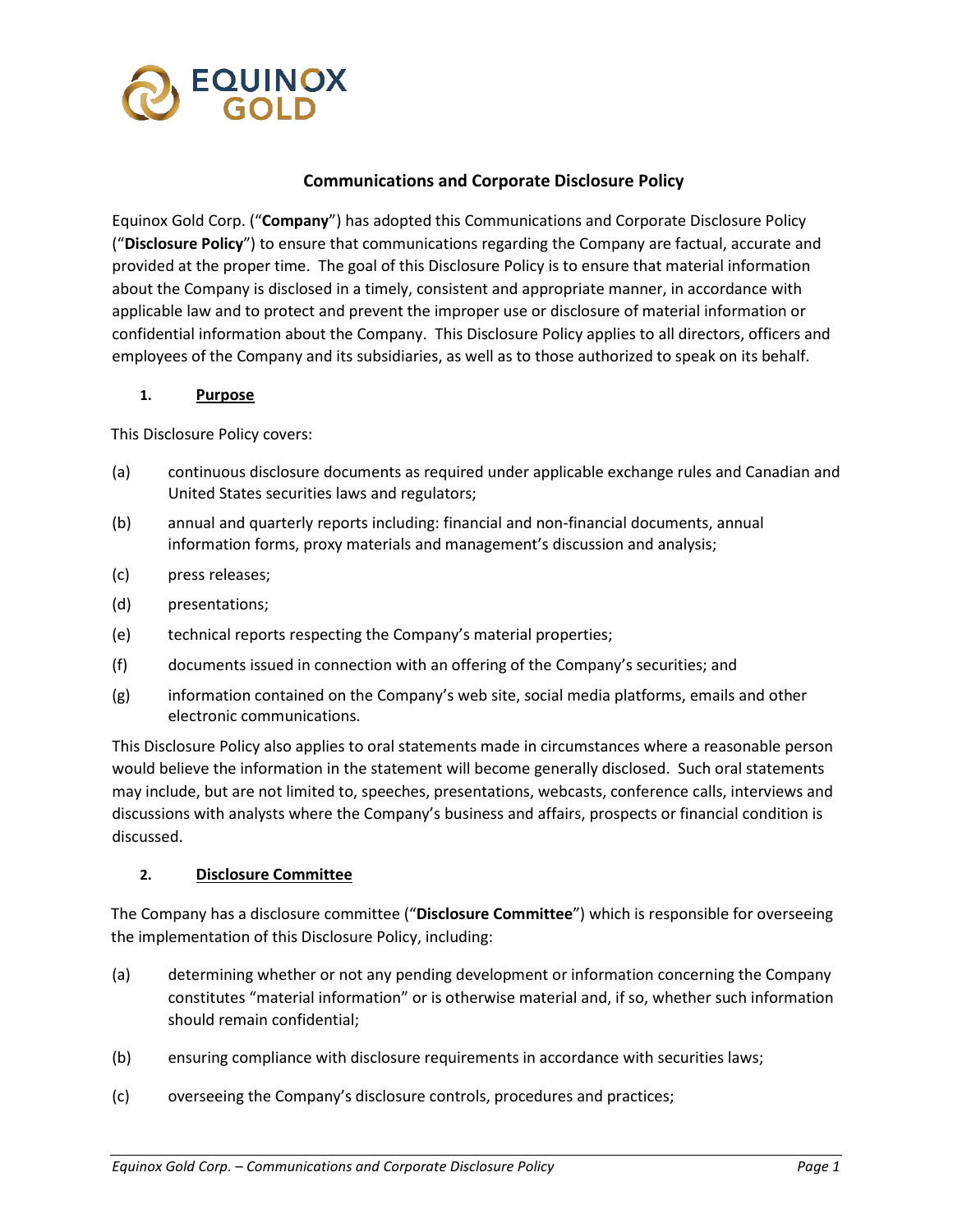EQUINOX GOLD

# Communications and Corporate Disclosure Policy

Equinox Gold Corp. ("**Company**") has adopted this Communications and Corporate Disclosure Policy ("**Disclosure Policy**") to ensure that communications regarding the Company are factual, accurate and provided at the proper time. The goal of this Disclosure Policy is to ensure that material information about the Company is disclosed in a timely, consistent and appropriate manner, in accordance with applicable law and to protect and prevent the improper use or disclosure of material information or confidential information about the Company. This Disclosure Policy applies to all directors, officers and employees of the Company and its subsidiaries, as well as to those authorized to speak on its behalf.

## 1. Purpose

This Disclosure Policy covers:

(a) continuous disclosure documents as required under applicable exchange rules and Canadian and United States securities laws and regulators;

(b) annual and quarterly reports including: financial and non-financial documents, annual information forms, proxy materials and management's discussion and analysis;

(c) press releases;

(d) presentations;

(e) technical reports respecting the Company's material properties;

(f) documents issued in connection with an offering of the Company's securities; and

(g) information contained on the Company's web site, social media platforms, emails and other electronic communications.

This Disclosure Policy also applies to oral statements made in circumstances where a reasonable person would believe the information in the statement will become generally disclosed. Such oral statements may include, but are not limited to, speeches, presentations, webcasts, conference calls, interviews and discussions with analysts where the Company's business and affairs, prospects or financial condition is discussed.

## 2. Disclosure Committee

The Company has a disclosure committee ("**Disclosure Committee**") which is responsible for overseeing the implementation of this Disclosure Policy, including:

(a) determining whether or not any pending development or information concerning the Company constitutes "material information" or is otherwise material and, if so, whether such information should remain confidential;

(b) ensuring compliance with disclosure requirements in accordance with securities laws;

(c) overseeing the Company's disclosure controls, procedures and practices;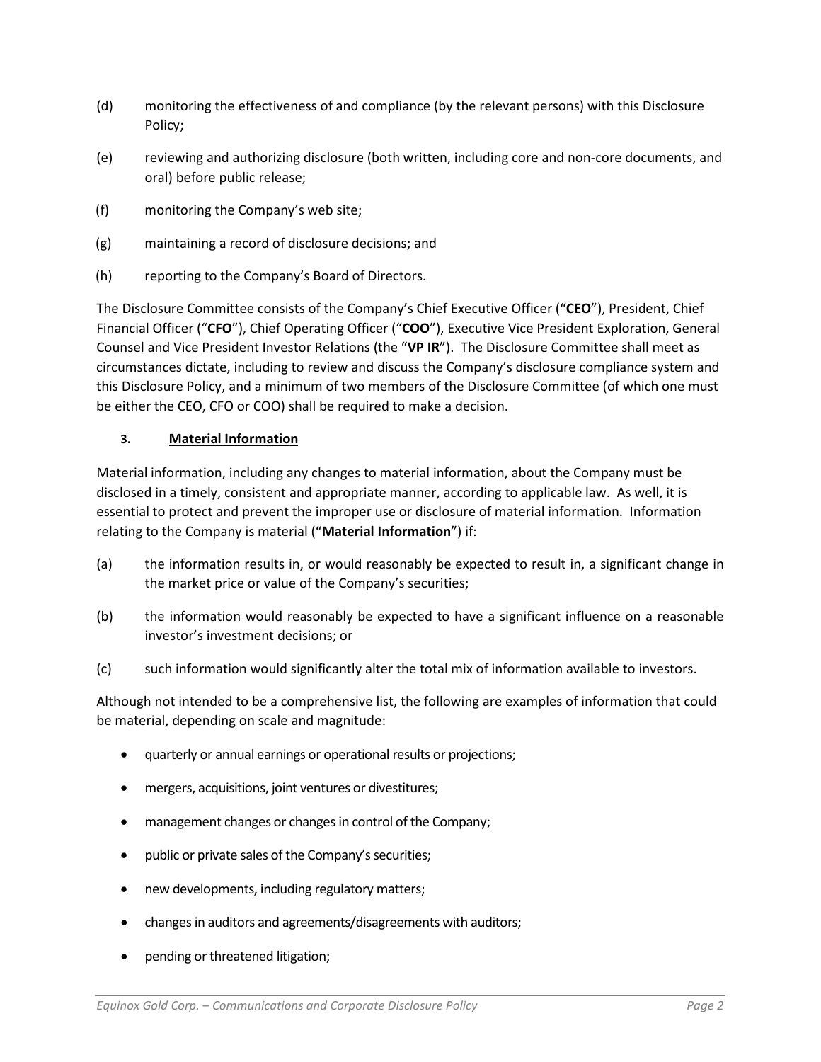(d) monitoring the effectiveness of and compliance (by the relevant persons) with this Disclosure Policy;

(e) reviewing and authorizing disclosure (both written, including core and non-core documents, and oral) before public release;

(f) monitoring the Company's web site;

(g) maintaining a record of disclosure decisions; and

(h) reporting to the Company's Board of Directors.

The Disclosure Committee consists of the Company's Chief Executive Officer ("**CEO**"), President, Chief Financial Officer ("**CFO**"), Chief Operating Officer ("**COO**"), Executive Vice President Exploration, General Counsel and Vice President Investor Relations (the "**VP IR**"). The Disclosure Committee shall meet as circumstances dictate, including to review and discuss the Company's disclosure compliance system and this Disclosure Policy, and a minimum of two members of the Disclosure Committee (of which one must be either the CEO, CFO or COO) shall be required to make a decision.

## 3. Material Information

Material information, including any changes to material information, about the Company must be disclosed in a timely, consistent and appropriate manner, according to applicable law. As well, it is essential to protect and prevent the improper use or disclosure of material information. Information relating to the Company is material ("**Material Information**") if:

(a) the information results in, or would reasonably be expected to result in, a significant change in the market price or value of the Company's securities;

(b) the information would reasonably be expected to have a significant influence on a reasonable investor's investment decisions; or

(c) such information would significantly alter the total mix of information available to investors.

Although not intended to be a comprehensive list, the following are examples of information that could be material, depending on scale and magnitude:

- quarterly or annual earnings or operational results or projections;
- mergers, acquisitions, joint ventures or divestitures;
- management changes or changes in control of the Company;
- public or private sales of the Company's securities;
- new developments, including regulatory matters;
- changes in auditors and agreements/disagreements with auditors;
- pending or threatened litigation;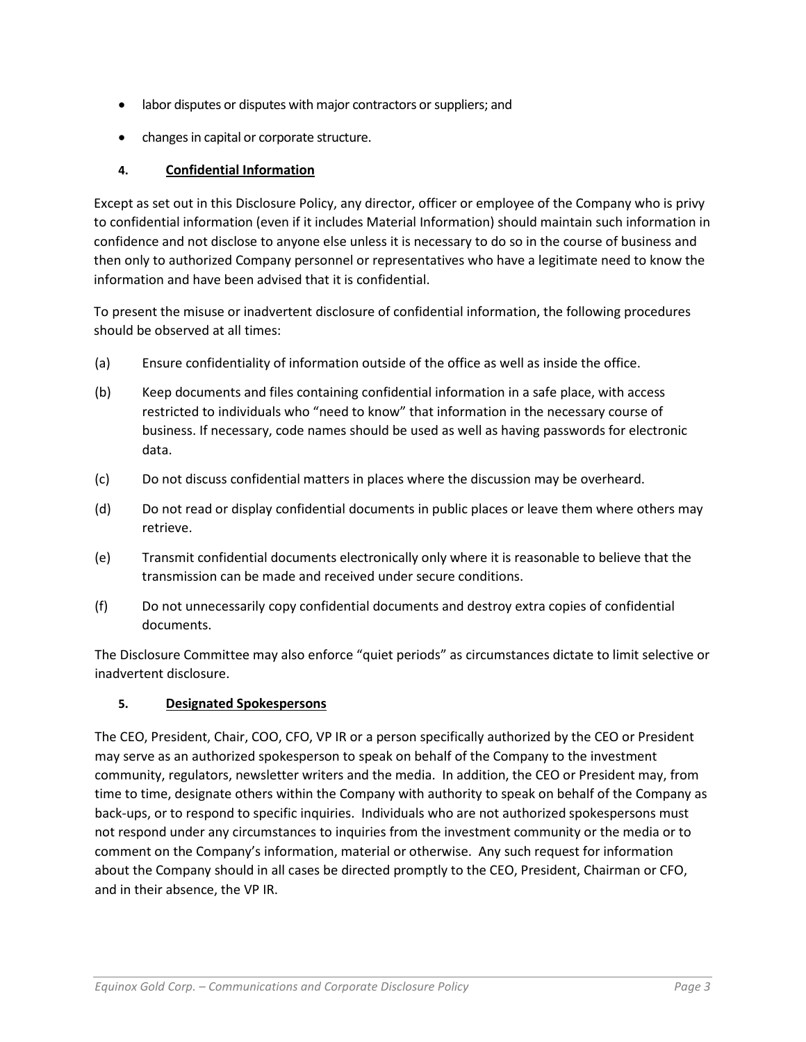- labor disputes or disputes with major contractors or suppliers; and
- changes in capital or corporate structure.

## 4. Confidential Information

Except as set out in this Disclosure Policy, any director, officer or employee of the Company who is privy to confidential information (even if it includes Material Information) should maintain such information in confidence and not disclose to anyone else unless it is necessary to do so in the course of business and then only to authorized Company personnel or representatives who have a legitimate need to know the information and have been advised that it is confidential.

To present the misuse or inadvertent disclosure of confidential information, the following procedures should be observed at all times:

(a) Ensure confidentiality of information outside of the office as well as inside the office.

(b) Keep documents and files containing confidential information in a safe place, with access restricted to individuals who "need to know" that information in the necessary course of business. If necessary, code names should be used as well as having passwords for electronic data.

(c) Do not discuss confidential matters in places where the discussion may be overheard.

(d) Do not read or display confidential documents in public places or leave them where others may retrieve.

(e) Transmit confidential documents electronically only where it is reasonable to believe that the transmission can be made and received under secure conditions.

(f) Do not unnecessarily copy confidential documents and destroy extra copies of confidential documents.

The Disclosure Committee may also enforce "quiet periods" as circumstances dictate to limit selective or inadvertent disclosure.

## 5. Designated Spokespersons

The CEO, President, Chair, COO, CFO, VP IR or a person specifically authorized by the CEO or President may serve as an authorized spokesperson to speak on behalf of the Company to the investment community, regulators, newsletter writers and the media. In addition, the CEO or President may, from time to time, designate others within the Company with authority to speak on behalf of the Company as back-ups, or to respond to specific inquiries. Individuals who are not authorized spokespersons must not respond under any circumstances to inquiries from the investment community or the media or to comment on the Company's information, material or otherwise. Any such request for information about the Company should in all cases be directed promptly to the CEO, President, Chairman or CFO, and in their absence, the VP IR.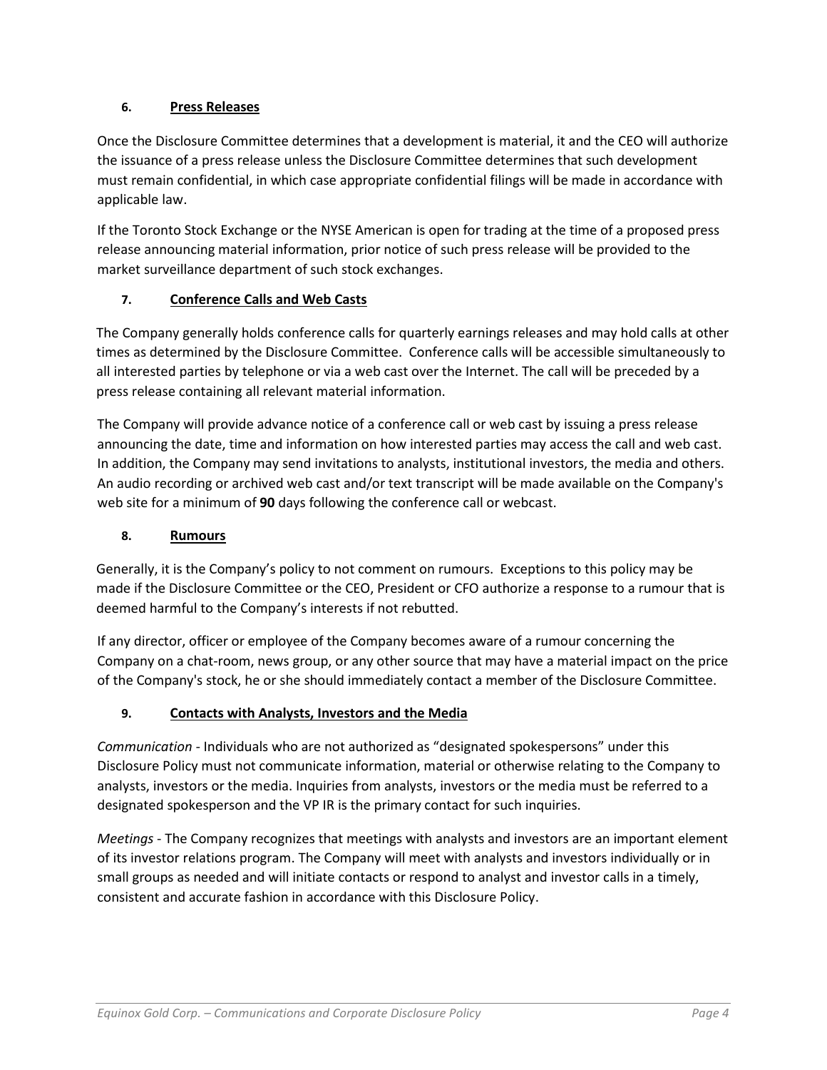## 6. Press Releases

Once the Disclosure Committee determines that a development is material, it and the CEO will authorize the issuance of a press release unless the Disclosure Committee determines that such development must remain confidential, in which case appropriate confidential filings will be made in accordance with applicable law.

If the Toronto Stock Exchange or the NYSE American is open for trading at the time of a proposed press release announcing material information, prior notice of such press release will be provided to the market surveillance department of such stock exchanges.

## 7. Conference Calls and Web Casts

The Company generally holds conference calls for quarterly earnings releases and may hold calls at other times as determined by the Disclosure Committee. Conference calls will be accessible simultaneously to all interested parties by telephone or via a web cast over the Internet. The call will be preceded by a press release containing all relevant material information.

The Company will provide advance notice of a conference call or web cast by issuing a press release announcing the date, time and information on how interested parties may access the call and web cast. In addition, the Company may send invitations to analysts, institutional investors, the media and others. An audio recording or archived web cast and/or text transcript will be made available on the Company's web site for a minimum of **90** days following the conference call or webcast.

## 8. Rumours

Generally, it is the Company's policy to not comment on rumours. Exceptions to this policy may be made if the Disclosure Committee or the CEO, President or CFO authorize a response to a rumour that is deemed harmful to the Company's interests if not rebutted.

If any director, officer or employee of the Company becomes aware of a rumour concerning the Company on a chat-room, news group, or any other source that may have a material impact on the price of the Company's stock, he or she should immediately contact a member of the Disclosure Committee.

## 9. Contacts with Analysts, Investors and the Media

*Communication* - Individuals who are not authorized as "designated spokespersons" under this Disclosure Policy must not communicate information, material or otherwise relating to the Company to analysts, investors or the media. Inquiries from analysts, investors or the media must be referred to a designated spokesperson and the VP IR is the primary contact for such inquiries.

*Meetings* - The Company recognizes that meetings with analysts and investors are an important element of its investor relations program. The Company will meet with analysts and investors individually or in small groups as needed and will initiate contacts or respond to analyst and investor calls in a timely, consistent and accurate fashion in accordance with this Disclosure Policy.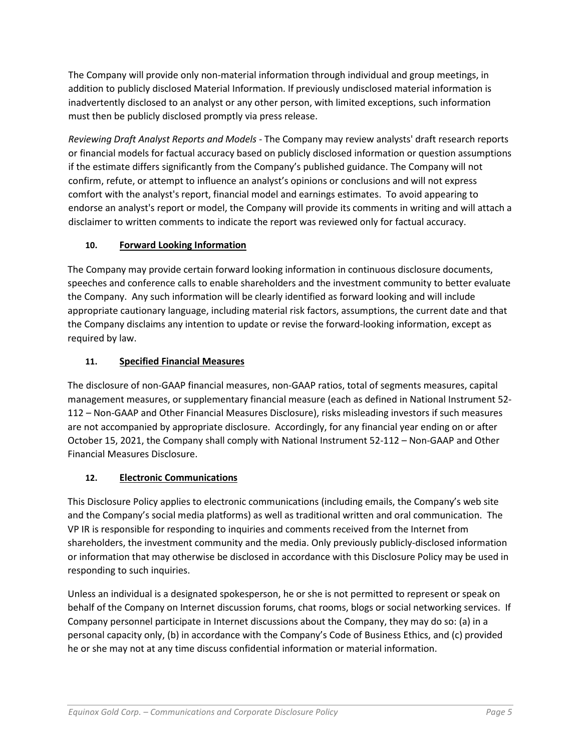The Company will provide only non-material information through individual and group meetings, in addition to publicly disclosed Material Information. If previously undisclosed material information is inadvertently disclosed to an analyst or any other person, with limited exceptions, such information must then be publicly disclosed promptly via press release.

*Reviewing Draft Analyst Reports and Models* - The Company may review analysts' draft research reports or financial models for factual accuracy based on publicly disclosed information or question assumptions if the estimate differs significantly from the Company's published guidance. The Company will not confirm, refute, or attempt to influence an analyst's opinions or conclusions and will not express comfort with the analyst's report, financial model and earnings estimates. To avoid appearing to endorse an analyst's report or model, the Company will provide its comments in writing and will attach a disclaimer to written comments to indicate the report was reviewed only for factual accuracy.

## 10. Forward Looking Information

The Company may provide certain forward looking information in continuous disclosure documents, speeches and conference calls to enable shareholders and the investment community to better evaluate the Company. Any such information will be clearly identified as forward looking and will include appropriate cautionary language, including material risk factors, assumptions, the current date and that the Company disclaims any intention to update or revise the forward-looking information, except as required by law.

## 11. Specified Financial Measures

The disclosure of non-GAAP financial measures, non-GAAP ratios, total of segments measures, capital management measures, or supplementary financial measure (each as defined in National Instrument 52-112 – Non-GAAP and Other Financial Measures Disclosure), risks misleading investors if such measures are not accompanied by appropriate disclosure. Accordingly, for any financial year ending on or after October 15, 2021, the Company shall comply with National Instrument 52-112 – Non-GAAP and Other Financial Measures Disclosure.

## 12. Electronic Communications

This Disclosure Policy applies to electronic communications (including emails, the Company's web site and the Company's social media platforms) as well as traditional written and oral communication. The VP IR is responsible for responding to inquiries and comments received from the Internet from shareholders, the investment community and the media. Only previously publicly-disclosed information or information that may otherwise be disclosed in accordance with this Disclosure Policy may be used in responding to such inquiries.

Unless an individual is a designated spokesperson, he or she is not permitted to represent or speak on behalf of the Company on Internet discussion forums, chat rooms, blogs or social networking services. If Company personnel participate in Internet discussions about the Company, they may do so: (a) in a personal capacity only, (b) in accordance with the Company's Code of Business Ethics, and (c) provided he or she may not at any time discuss confidential information or material information.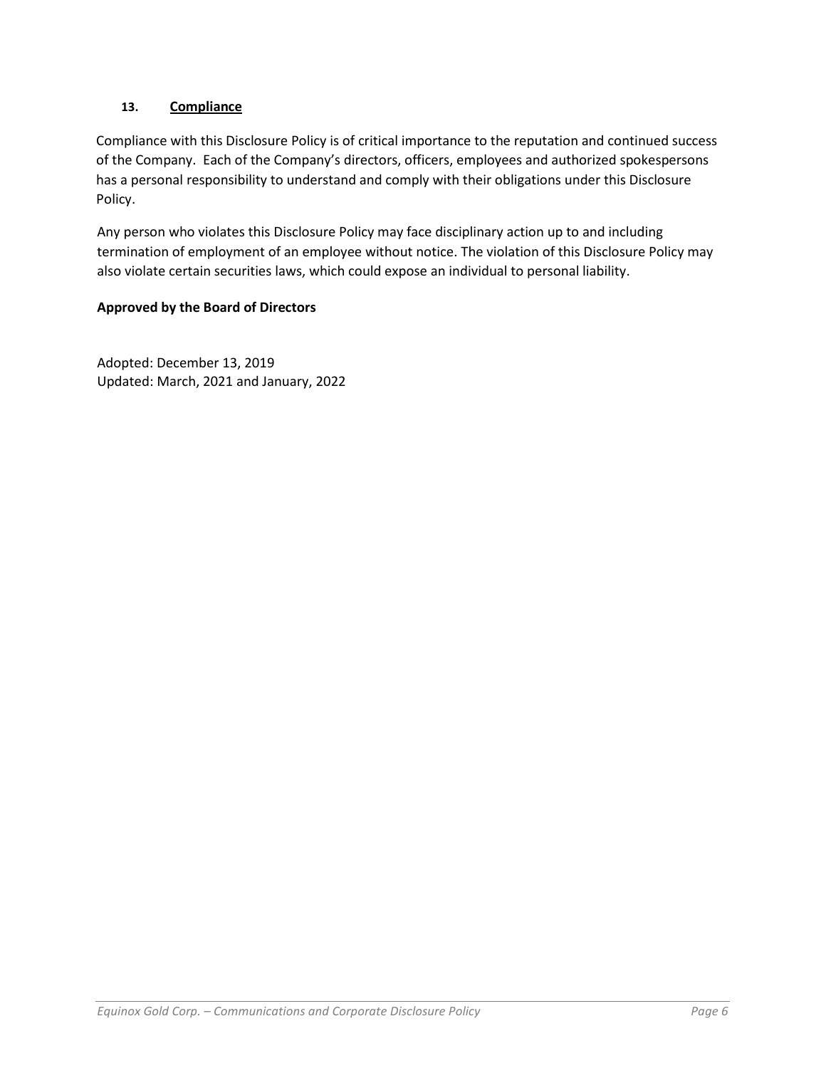## 13. Compliance

Compliance with this Disclosure Policy is of critical importance to the reputation and continued success of the Company. Each of the Company's directors, officers, employees and authorized spokespersons has a personal responsibility to understand and comply with their obligations under this Disclosure Policy.

Any person who violates this Disclosure Policy may face disciplinary action up to and including termination of employment of an employee without notice. The violation of this Disclosure Policy may also violate certain securities laws, which could expose an individual to personal liability.

**Approved by the Board of Directors**

Adopted: December 13, 2019
Updated: March, 2021 and January, 2022